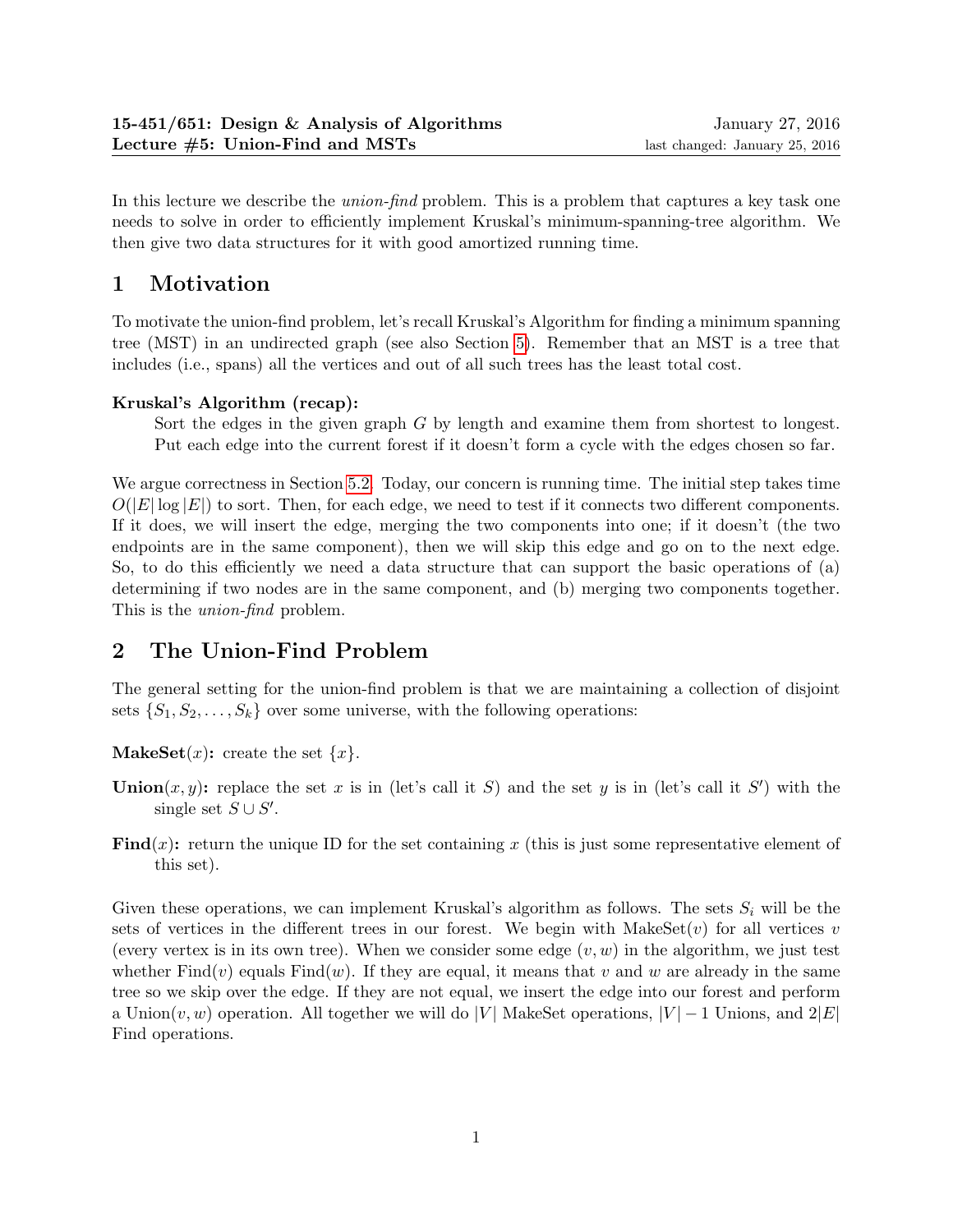**15-451/651: Design & Analysis of Algorithms** January 27, 2016
**Lecture #5: Union-Find and MSTs** last changed: January 25, 2016

In this lecture we describe the *union-find* problem. This is a problem that captures a key task one needs to solve in order to efficiently implement Kruskal's minimum-spanning-tree algorithm. We then give two data structures for it with good amortized running time.

# 1 Motivation

To motivate the union-find problem, let's recall Kruskal's Algorithm for finding a minimum spanning tree (MST) in an undirected graph (see also Section 5). Remember that an MST is a tree that includes (i.e., spans) all the vertices and out of all such trees has the least total cost.

**Kruskal's Algorithm (recap):**

Sort the edges in the given graph $G$ by length and examine them from shortest to longest. Put each edge into the current forest if it doesn't form a cycle with the edges chosen so far.

We argue correctness in Section 5.2. Today, our concern is running time. The initial step takes time $O(|E| \log |E|)$ to sort. Then, for each edge, we need to test if it connects two different components. If it does, we will insert the edge, merging the two components into one; if it doesn't (the two endpoints are in the same component), then we will skip this edge and go on to the next edge. So, to do this efficiently we need a data structure that can support the basic operations of (a) determining if two nodes are in the same component, and (b) merging two components together. This is the *union-find* problem.

# 2 The Union-Find Problem

The general setting for the union-find problem is that we are maintaining a collection of disjoint sets $\{S_1, S_2, \ldots, S_k\}$ over some universe, with the following operations:

**MakeSet**$(x)$**:** create the set $\{x\}$.

**Union**$(x, y)$**:** replace the set $x$ is in (let's call it $S$) and the set $y$ is in (let's call it $S'$) with the single set $S \cup S'$.

**Find**$(x)$**:** return the unique ID for the set containing $x$ (this is just some representative element of this set).

Given these operations, we can implement Kruskal's algorithm as follows. The sets $S_i$ will be the sets of vertices in the different trees in our forest. We begin with MakeSet$(v)$ for all vertices $v$ (every vertex is in its own tree). When we consider some edge $(v, w)$ in the algorithm, we just test whether Find$(v)$ equals Find$(w)$. If they are equal, it means that $v$ and $w$ are already in the same tree so we skip over the edge. If they are not equal, we insert the edge into our forest and perform a Union$(v, w)$ operation. All together we will do $|V|$ MakeSet operations, $|V| - 1$ Unions, and $2|E|$ Find operations.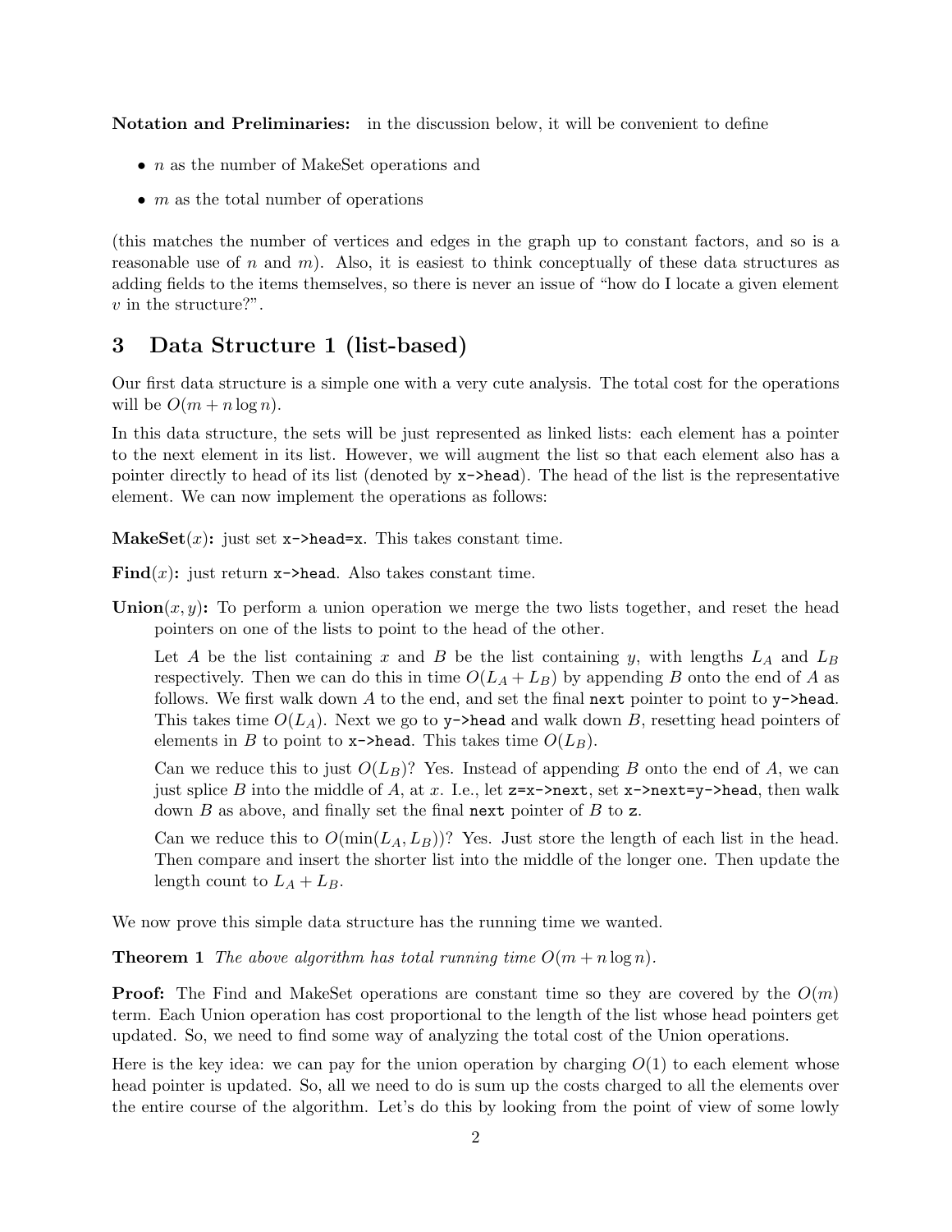**Notation and Preliminaries:** in the discussion below, it will be convenient to define

- $n$ as the number of MakeSet operations and
- $m$ as the total number of operations

(this matches the number of vertices and edges in the graph up to constant factors, and so is a reasonable use of $n$ and $m$). Also, it is easiest to think conceptually of these data structures as adding fields to the items themselves, so there is never an issue of "how do I locate a given element $v$ in the structure?".

## 3 Data Structure 1 (list-based)

Our first data structure is a simple one with a very cute analysis. The total cost for the operations will be $O(m + n \log n)$.

In this data structure, the sets will be just represented as linked lists: each element has a pointer to the next element in its list. However, we will augment the list so that each element also has a pointer directly to head of its list (denoted by `x->head`). The head of the list is the representative element. We can now implement the operations as follows:

**MakeSet**$(x)$**:** just set `x->head=x`. This takes constant time.

**Find**$(x)$**:** just return `x->head`. Also takes constant time.

**Union**$(x, y)$**:** To perform a union operation we merge the two lists together, and reset the head pointers on one of the lists to point to the head of the other.

Let $A$ be the list containing $x$ and $B$ be the list containing $y$, with lengths $L_A$ and $L_B$ respectively. Then we can do this in time $O(L_A + L_B)$ by appending $B$ onto the end of $A$ as follows. We first walk down $A$ to the end, and set the final `next` pointer to point to `y->head`. This takes time $O(L_A)$. Next we go to `y->head` and walk down $B$, resetting head pointers of elements in $B$ to point to `x->head`. This takes time $O(L_B)$.

Can we reduce this to just $O(L_B)$? Yes. Instead of appending $B$ onto the end of $A$, we can just splice $B$ into the middle of $A$, at $x$. I.e., let `z=x->next`, set `x->next=y->head`, then walk down $B$ as above, and finally set the final `next` pointer of $B$ to `z`.

Can we reduce this to $O(\min(L_A, L_B))$? Yes. Just store the length of each list in the head. Then compare and insert the shorter list into the middle of the longer one. Then update the length count to $L_A + L_B$.

We now prove this simple data structure has the running time we wanted.

**Theorem 1** *The above algorithm has total running time $O(m + n \log n)$.*

**Proof:** The Find and MakeSet operations are constant time so they are covered by the $O(m)$ term. Each Union operation has cost proportional to the length of the list whose head pointers get updated. So, we need to find some way of analyzing the total cost of the Union operations.

Here is the key idea: we can pay for the union operation by charging $O(1)$ to each element whose head pointer is updated. So, all we need to do is sum up the costs charged to all the elements over the entire course of the algorithm. Let's do this by looking from the point of view of some lowly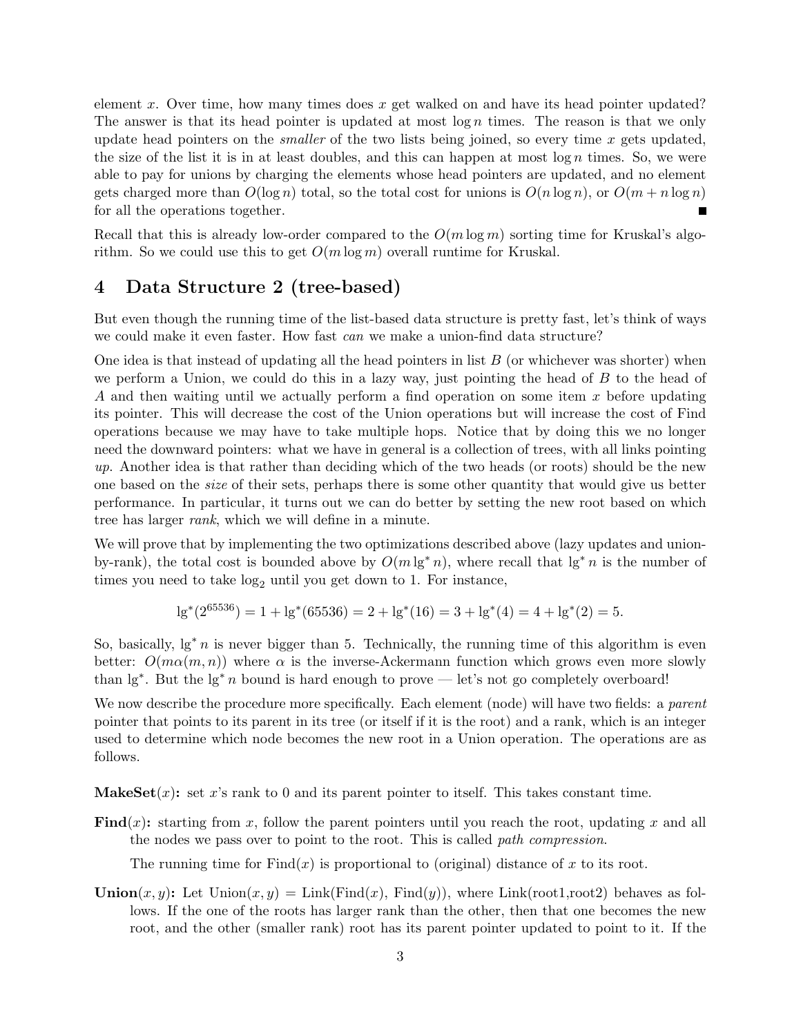element $x$. Over time, how many times does $x$ get walked on and have its head pointer updated? The answer is that its head pointer is updated at most $\log n$ times. The reason is that we only update head pointers on the *smaller* of the two lists being joined, so every time $x$ gets updated, the size of the list it is in at least doubles, and this can happen at most $\log n$ times. So, we were able to pay for unions by charging the elements whose head pointers are updated, and no element gets charged more than $O(\log n)$ total, so the total cost for unions is $O(n \log n)$, or $O(m + n \log n)$ for all the operations together. ∎

Recall that this is already low-order compared to the $O(m \log m)$ sorting time for Kruskal's algorithm. So we could use this to get $O(m \log m)$ overall runtime for Kruskal.

## 4 Data Structure 2 (tree-based)

But even though the running time of the list-based data structure is pretty fast, let's think of ways we could make it even faster. How fast *can* we make a union-find data structure?

One idea is that instead of updating all the head pointers in list $B$ (or whichever was shorter) when we perform a Union, we could do this in a lazy way, just pointing the head of $B$ to the head of $A$ and then waiting until we actually perform a find operation on some item $x$ before updating its pointer. This will decrease the cost of the Union operations but will increase the cost of Find operations because we may have to take multiple hops. Notice that by doing this we no longer need the downward pointers: what we have in general is a collection of trees, with all links pointing *up*. Another idea is that rather than deciding which of the two heads (or roots) should be the new one based on the *size* of their sets, perhaps there is some other quantity that would give us better performance. In particular, it turns out we can do better by setting the new root based on which tree has larger *rank*, which we will define in a minute.

We will prove that by implementing the two optimizations described above (lazy updates and union-by-rank), the total cost is bounded above by $O(m \lg^* n)$, where recall that $\lg^* n$ is the number of times you need to take $\log_2$ until you get down to 1. For instance,

$$\lg^*(2^{65536}) = 1 + \lg^*(65536) = 2 + \lg^*(16) = 3 + \lg^*(4) = 4 + \lg^*(2) = 5.$$

So, basically, $\lg^* n$ is never bigger than 5. Technically, the running time of this algorithm is even better: $O(m\alpha(m, n))$ where $\alpha$ is the inverse-Ackermann function which grows even more slowly than $\lg^*$. But the $\lg^* n$ bound is hard enough to prove — let's not go completely overboard!

We now describe the procedure more specifically. Each element (node) will have two fields: a *parent* pointer that points to its parent in its tree (or itself if it is the root) and a rank, which is an integer used to determine which node becomes the new root in a Union operation. The operations are as follows.

**MakeSet**($x$)**:** set $x$'s rank to 0 and its parent pointer to itself. This takes constant time.

**Find**($x$)**:** starting from $x$, follow the parent pointers until you reach the root, updating $x$ and all the nodes we pass over to point to the root. This is called *path compression*.

The running time for Find($x$) is proportional to (original) distance of $x$ to its root.

**Union**($x, y$)**:** Let Union($x, y$) = Link(Find($x$), Find($y$)), where Link(root1,root2) behaves as follows. If the one of the roots has larger rank than the other, then that one becomes the new root, and the other (smaller rank) root has its parent pointer updated to point to it. If the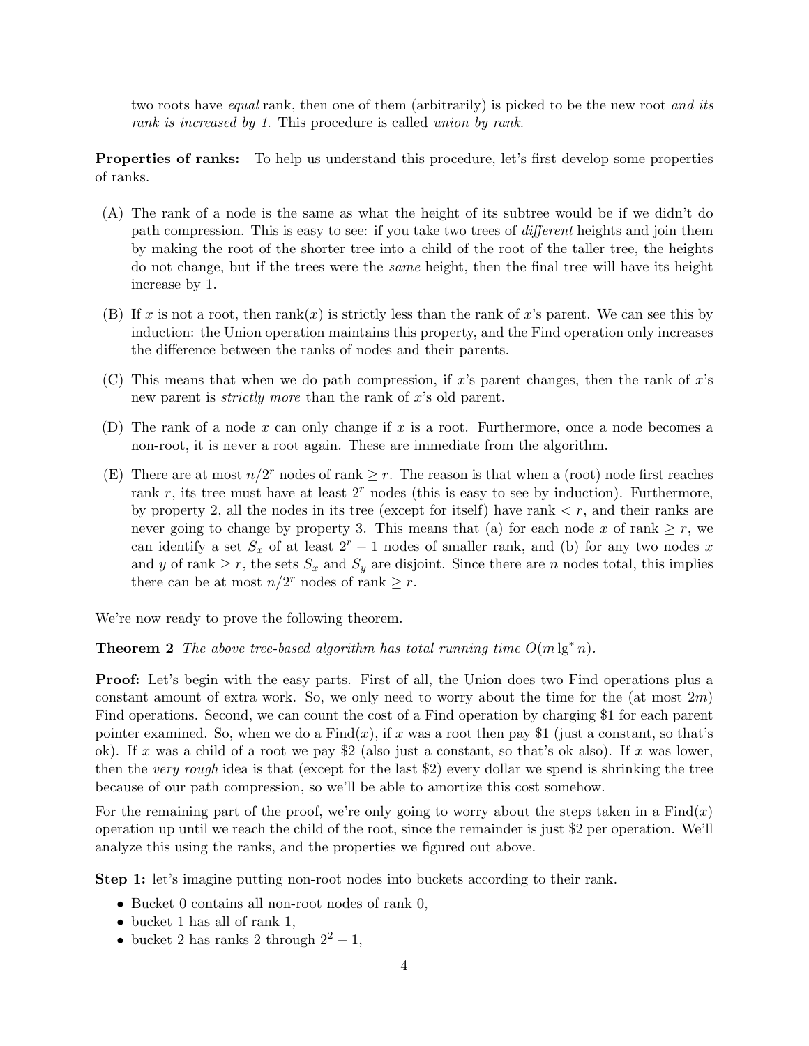two roots have *equal* rank, then one of them (arbitrarily) is picked to be the new root *and its rank is increased by 1.* This procedure is called *union by rank*.

**Properties of ranks:** To help us understand this procedure, let's first develop some properties of ranks.

(A) The rank of a node is the same as what the height of its subtree would be if we didn't do path compression. This is easy to see: if you take two trees of *different* heights and join them by making the root of the shorter tree into a child of the root of the taller tree, the heights do not change, but if the trees were the *same* height, then the final tree will have its height increase by 1.

(B) If $x$ is not a root, then rank($x$) is strictly less than the rank of $x$'s parent. We can see this by induction: the Union operation maintains this property, and the Find operation only increases the difference between the ranks of nodes and their parents.

(C) This means that when we do path compression, if $x$'s parent changes, then the rank of $x$'s new parent is *strictly more* than the rank of $x$'s old parent.

(D) The rank of a node $x$ can only change if $x$ is a root. Furthermore, once a node becomes a non-root, it is never a root again. These are immediate from the algorithm.

(E) There are at most $n/2^r$ nodes of rank $\geq r$. The reason is that when a (root) node first reaches rank $r$, its tree must have at least $2^r$ nodes (this is easy to see by induction). Furthermore, by property 2, all the nodes in its tree (except for itself) have rank $< r$, and their ranks are never going to change by property 3. This means that (a) for each node $x$ of rank $\geq r$, we can identify a set $S_x$ of at least $2^r - 1$ nodes of smaller rank, and (b) for any two nodes $x$ and $y$ of rank $\geq r$, the sets $S_x$ and $S_y$ are disjoint. Since there are $n$ nodes total, this implies there can be at most $n/2^r$ nodes of rank $\geq r$.

We're now ready to prove the following theorem.

**Theorem 2** *The above tree-based algorithm has total running time $O(m \lg^* n)$.*

**Proof:** Let's begin with the easy parts. First of all, the Union does two Find operations plus a constant amount of extra work. So, we only need to worry about the time for the (at most $2m$) Find operations. Second, we can count the cost of a Find operation by charging $1 for each parent pointer examined. So, when we do a Find($x$), if $x$ was a root then pay $1 (just a constant, so that's ok). If $x$ was a child of a root we pay $2 (also just a constant, so that's ok also). If $x$ was lower, then the *very rough* idea is that (except for the last $2) every dollar we spend is shrinking the tree because of our path compression, so we'll be able to amortize this cost somehow.

For the remaining part of the proof, we're only going to worry about the steps taken in a Find($x$) operation up until we reach the child of the root, since the remainder is just $2 per operation. We'll analyze this using the ranks, and the properties we figured out above.

**Step 1:** let's imagine putting non-root nodes into buckets according to their rank.

- Bucket 0 contains all non-root nodes of rank 0,
- bucket 1 has all of rank 1,
- bucket 2 has ranks 2 through $2^2 - 1$,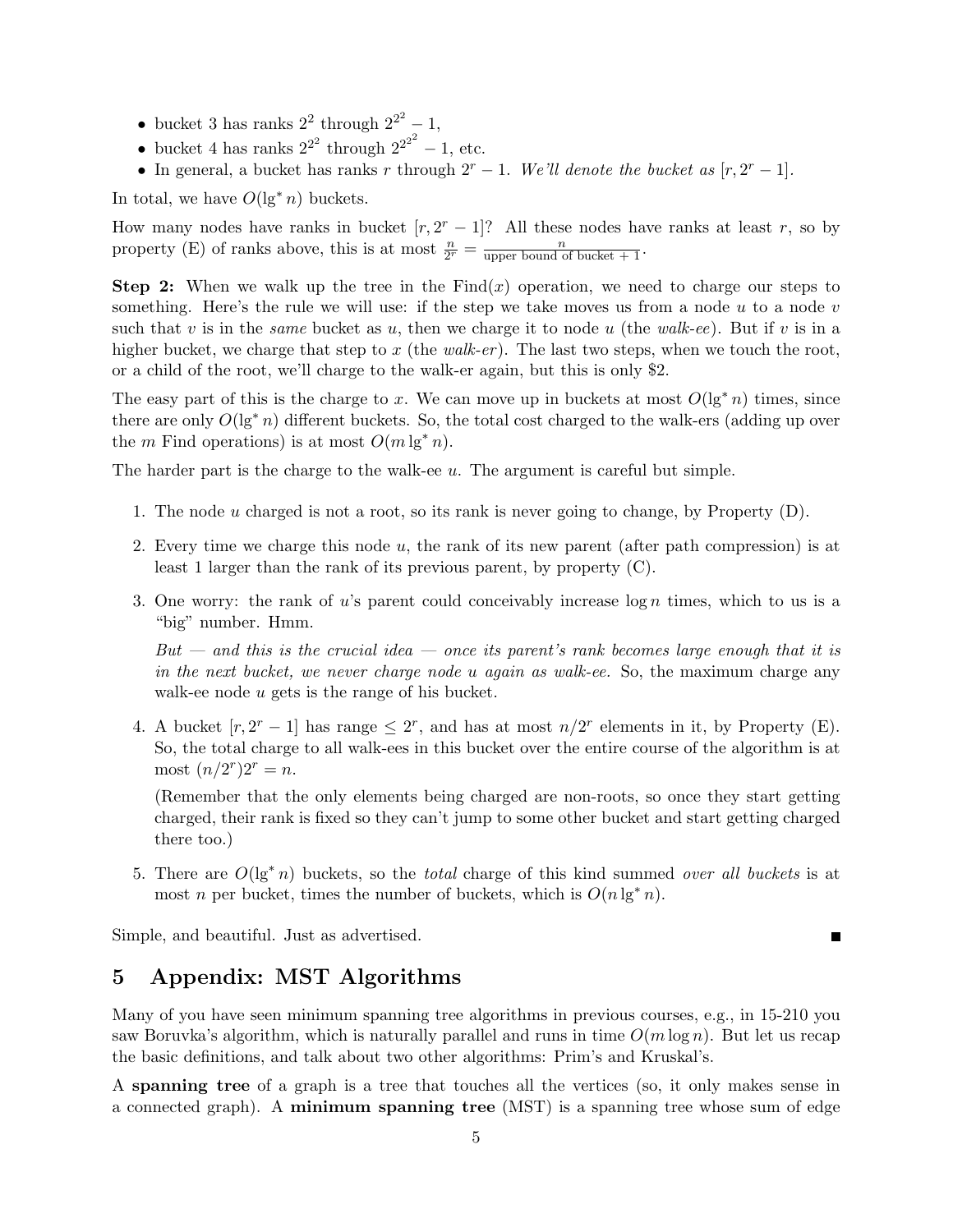- bucket 3 has ranks $2^2$ through $2^{2^2} - 1$,
- bucket 4 has ranks $2^{2^2}$ through $2^{2^{2^2}} - 1$, etc.
- In general, a bucket has ranks $r$ through $2^r - 1$. *We'll denote the bucket as $[r, 2^r - 1]$.*

In total, we have $O(\lg^* n)$ buckets.

How many nodes have ranks in bucket $[r, 2^r - 1]$? All these nodes have ranks at least $r$, so by property (E) of ranks above, this is at most $\frac{n}{2^r} = \frac{n}{\text{upper bound of bucket} + 1}$.

**Step 2:** When we walk up the tree in the Find($x$) operation, we need to charge our steps to something. Here's the rule we will use: if the step we take moves us from a node $u$ to a node $v$ such that $v$ is in the *same* bucket as $u$, then we charge it to node $u$ (the *walk-ee*). But if $v$ is in a higher bucket, we charge that step to $x$ (the *walk-er*). The last two steps, when we touch the root, or a child of the root, we'll charge to the walk-er again, but this is only \$2.

The easy part of this is the charge to $x$. We can move up in buckets at most $O(\lg^* n)$ times, since there are only $O(\lg^* n)$ different buckets. So, the total cost charged to the walk-ers (adding up over the $m$ Find operations) is at most $O(m \lg^* n)$.

The harder part is the charge to the walk-ee $u$. The argument is careful but simple.

1. The node $u$ charged is not a root, so its rank is never going to change, by Property (D).
2. Every time we charge this node $u$, the rank of its new parent (after path compression) is at least 1 larger than the rank of its previous parent, by property (C).
3. One worry: the rank of $u$'s parent could conceivably increase $\log n$ times, which to us is a "big" number. Hmm.

   *But — and this is the crucial idea — once its parent's rank becomes large enough that it is in the next bucket, we never charge node $u$ again as walk-ee.* So, the maximum charge any walk-ee node $u$ gets is the range of his bucket.
4. A bucket $[r, 2^r - 1]$ has range $\leq 2^r$, and has at most $n/2^r$ elements in it, by Property (E). So, the total charge to all walk-ees in this bucket over the entire course of the algorithm is at most $(n/2^r)2^r = n$.

   (Remember that the only elements being charged are non-roots, so once they start getting charged, their rank is fixed so they can't jump to some other bucket and start getting charged there too.)
5. There are $O(\lg^* n)$ buckets, so the *total* charge of this kind summed *over all buckets* is at most $n$ per bucket, times the number of buckets, which is $O(n \lg^* n)$.

Simple, and beautiful. Just as advertised. ∎

## 5 Appendix: MST Algorithms

Many of you have seen minimum spanning tree algorithms in previous courses, e.g., in 15-210 you saw Boruvka's algorithm, which is naturally parallel and runs in time $O(m \log n)$. But let us recap the basic definitions, and talk about two other algorithms: Prim's and Kruskal's.

A **spanning tree** of a graph is a tree that touches all the vertices (so, it only makes sense in a connected graph). A **minimum spanning tree** (MST) is a spanning tree whose sum of edge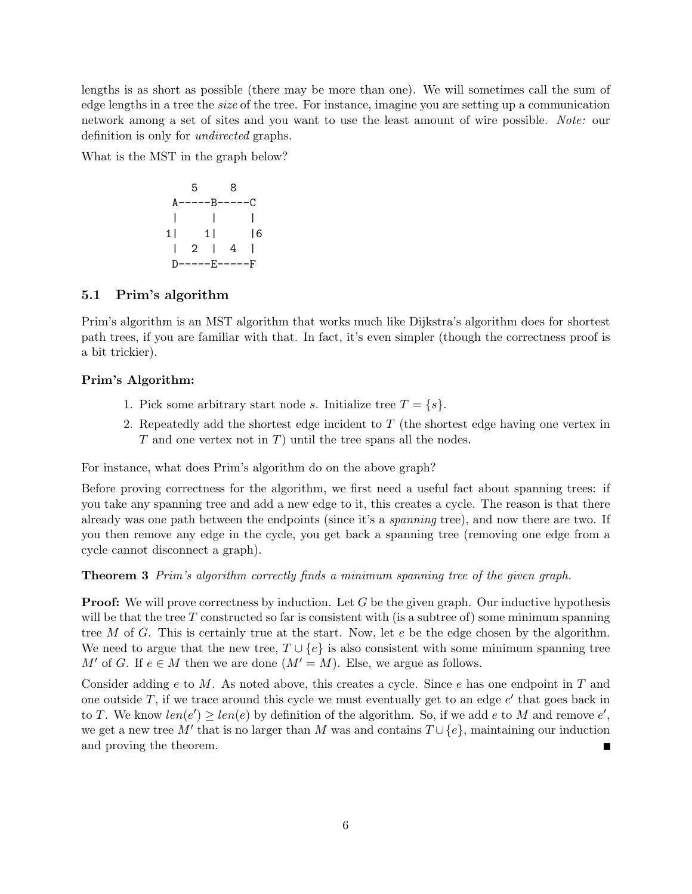lengths is as short as possible (there may be more than one). We will sometimes call the sum of edge lengths in a tree the *size* of the tree. For instance, imagine you are setting up a communication network among a set of sites and you want to use the least amount of wire possible. *Note:* our definition is only for *undirected* graphs.

What is the MST in the graph below?

```
    5     8
 A-----B-----C
 |     |     |
1|    1|     |6
 |  2  |  4  |
 D-----E-----F
```

### 5.1 Prim's algorithm

Prim's algorithm is an MST algorithm that works much like Dijkstra's algorithm does for shortest path trees, if you are familiar with that. In fact, it's even simpler (though the correctness proof is a bit trickier).

**Prim's Algorithm:**

1. Pick some arbitrary start node $s$. Initialize tree $T = \{s\}$.
2. Repeatedly add the shortest edge incident to $T$ (the shortest edge having one vertex in $T$ and one vertex not in $T$) until the tree spans all the nodes.

For instance, what does Prim's algorithm do on the above graph?

Before proving correctness for the algorithm, we first need a useful fact about spanning trees: if you take any spanning tree and add a new edge to it, this creates a cycle. The reason is that there already was one path between the endpoints (since it's a *spanning* tree), and now there are two. If you then remove any edge in the cycle, you get back a spanning tree (removing one edge from a cycle cannot disconnect a graph).

**Theorem 3** *Prim's algorithm correctly finds a minimum spanning tree of the given graph.*

**Proof:** We will prove correctness by induction. Let $G$ be the given graph. Our inductive hypothesis will be that the tree $T$ constructed so far is consistent with (is a subtree of) some minimum spanning tree $M$ of $G$. This is certainly true at the start. Now, let $e$ be the edge chosen by the algorithm. We need to argue that the new tree, $T \cup \{e\}$ is also consistent with some minimum spanning tree $M'$ of $G$. If $e \in M$ then we are done ($M' = M$). Else, we argue as follows.

Consider adding $e$ to $M$. As noted above, this creates a cycle. Since $e$ has one endpoint in $T$ and one outside $T$, if we trace around this cycle we must eventually get to an edge $e'$ that goes back in to $T$. We know $len(e') \geq len(e)$ by definition of the algorithm. So, if we add $e$ to $M$ and remove $e'$, we get a new tree $M'$ that is no larger than $M$ was and contains $T \cup \{e\}$, maintaining our induction and proving the theorem. ∎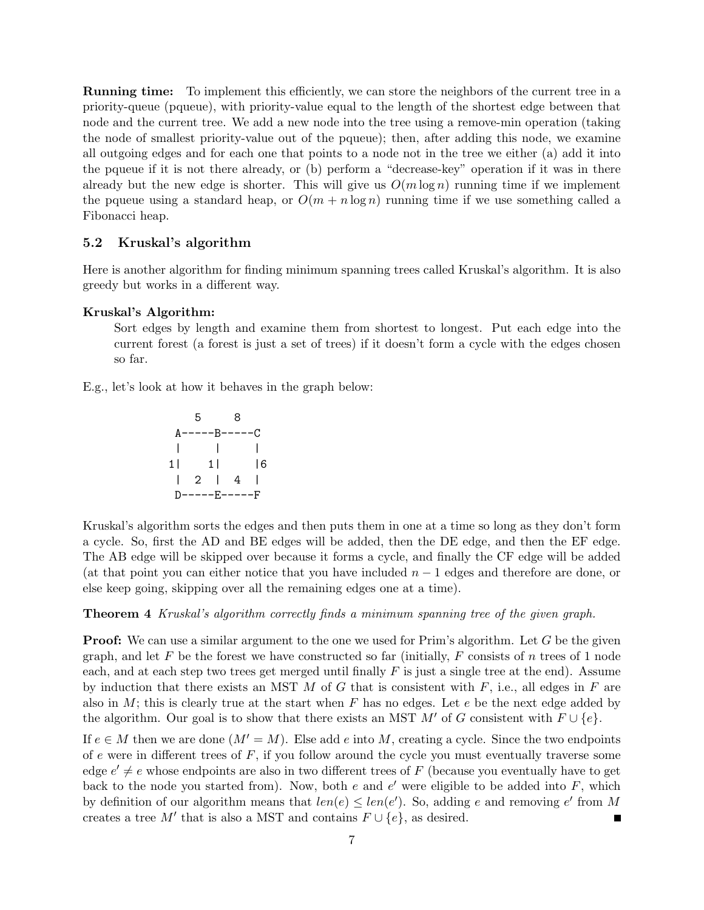**Running time:** To implement this efficiently, we can store the neighbors of the current tree in a priority-queue (pqueue), with priority-value equal to the length of the shortest edge between that node and the current tree. We add a new node into the tree using a remove-min operation (taking the node of smallest priority-value out of the pqueue); then, after adding this node, we examine all outgoing edges and for each one that points to a node not in the tree we either (a) add it into the pqueue if it is not there already, or (b) perform a "decrease-key" operation if it was in there already but the new edge is shorter. This will give us $O(m \log n)$ running time if we implement the pqueue using a standard heap, or $O(m + n \log n)$ running time if we use something called a Fibonacci heap.

### 5.2 Kruskal's algorithm

Here is another algorithm for finding minimum spanning trees called Kruskal's algorithm. It is also greedy but works in a different way.

**Kruskal's Algorithm:**

> Sort edges by length and examine them from shortest to longest. Put each edge into the current forest (a forest is just a set of trees) if it doesn't form a cycle with the edges chosen so far.

E.g., let's look at how it behaves in the graph below:

```
    5     8
A-----B-----C
|     |     |
1|   1|     |6
|  2  |  4  |
D-----E-----F
```

Kruskal's algorithm sorts the edges and then puts them in one at a time so long as they don't form a cycle. So, first the AD and BE edges will be added, then the DE edge, and then the EF edge. The AB edge will be skipped over because it forms a cycle, and finally the CF edge will be added (at that point you can either notice that you have included $n - 1$ edges and therefore are done, or else keep going, skipping over all the remaining edges one at a time).

**Theorem 4** *Kruskal's algorithm correctly finds a minimum spanning tree of the given graph.*

**Proof:** We can use a similar argument to the one we used for Prim's algorithm. Let $G$ be the given graph, and let $F$ be the forest we have constructed so far (initially, $F$ consists of $n$ trees of 1 node each, and at each step two trees get merged until finally $F$ is just a single tree at the end). Assume by induction that there exists an MST $M$ of $G$ that is consistent with $F$, i.e., all edges in $F$ are also in $M$; this is clearly true at the start when $F$ has no edges. Let $e$ be the next edge added by the algorithm. Our goal is to show that there exists an MST $M'$ of $G$ consistent with $F \cup \{e\}$.

If $e \in M$ then we are done ($M' = M$). Else add $e$ into $M$, creating a cycle. Since the two endpoints of $e$ were in different trees of $F$, if you follow around the cycle you must eventually traverse some edge $e' \neq e$ whose endpoints are also in two different trees of $F$ (because you eventually have to get back to the node you started from). Now, both $e$ and $e'$ were eligible to be added into $F$, which by definition of our algorithm means that $len(e) \leq len(e')$. So, adding $e$ and removing $e'$ from $M$ creates a tree $M'$ that is also a MST and contains $F \cup \{e\}$, as desired. ■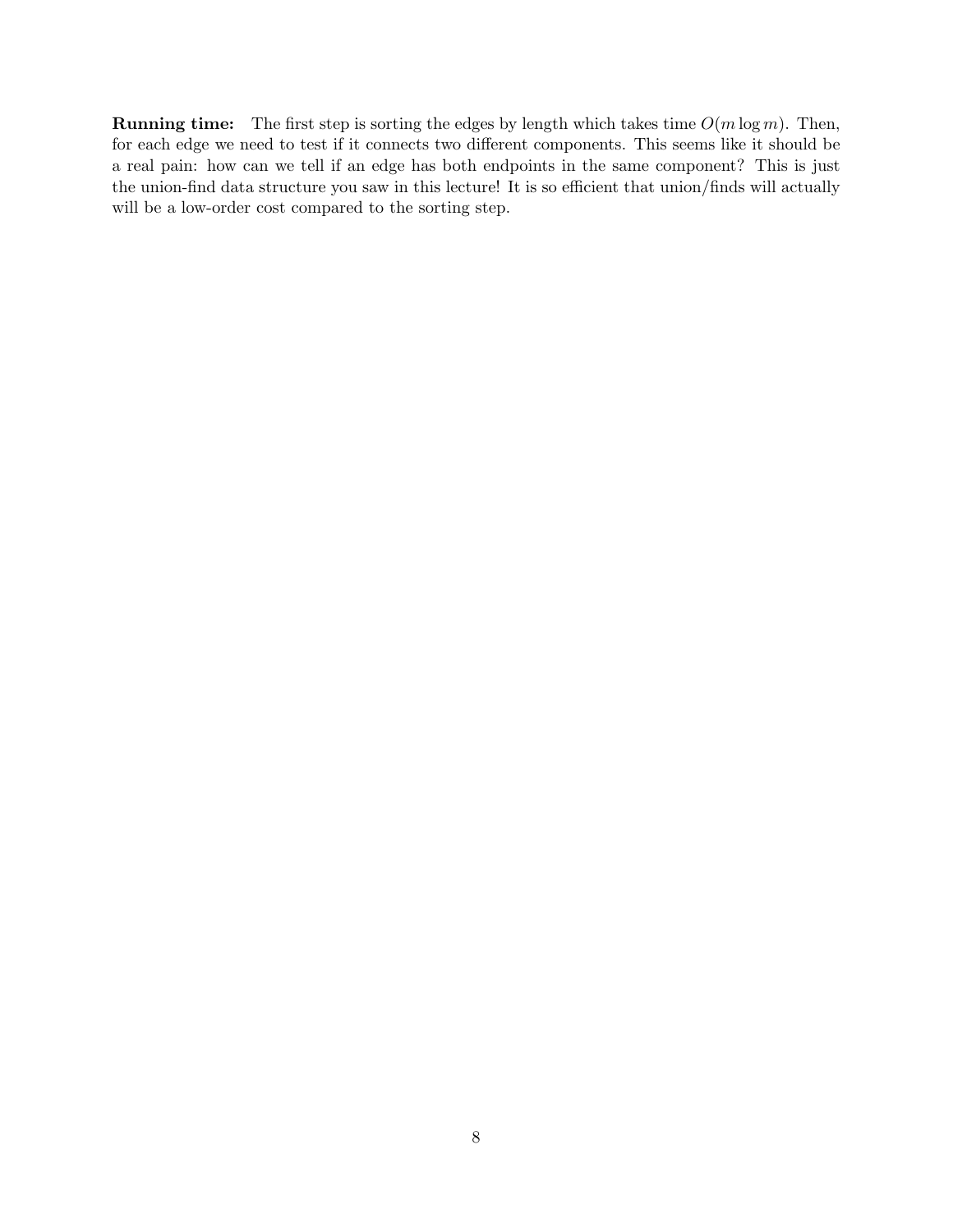**Running time:** The first step is sorting the edges by length which takes time $O(m \log m)$. Then, for each edge we need to test if it connects two different components. This seems like it should be a real pain: how can we tell if an edge has both endpoints in the same component? This is just the union-find data structure you saw in this lecture! It is so efficient that union/finds will actually will be a low-order cost compared to the sorting step.